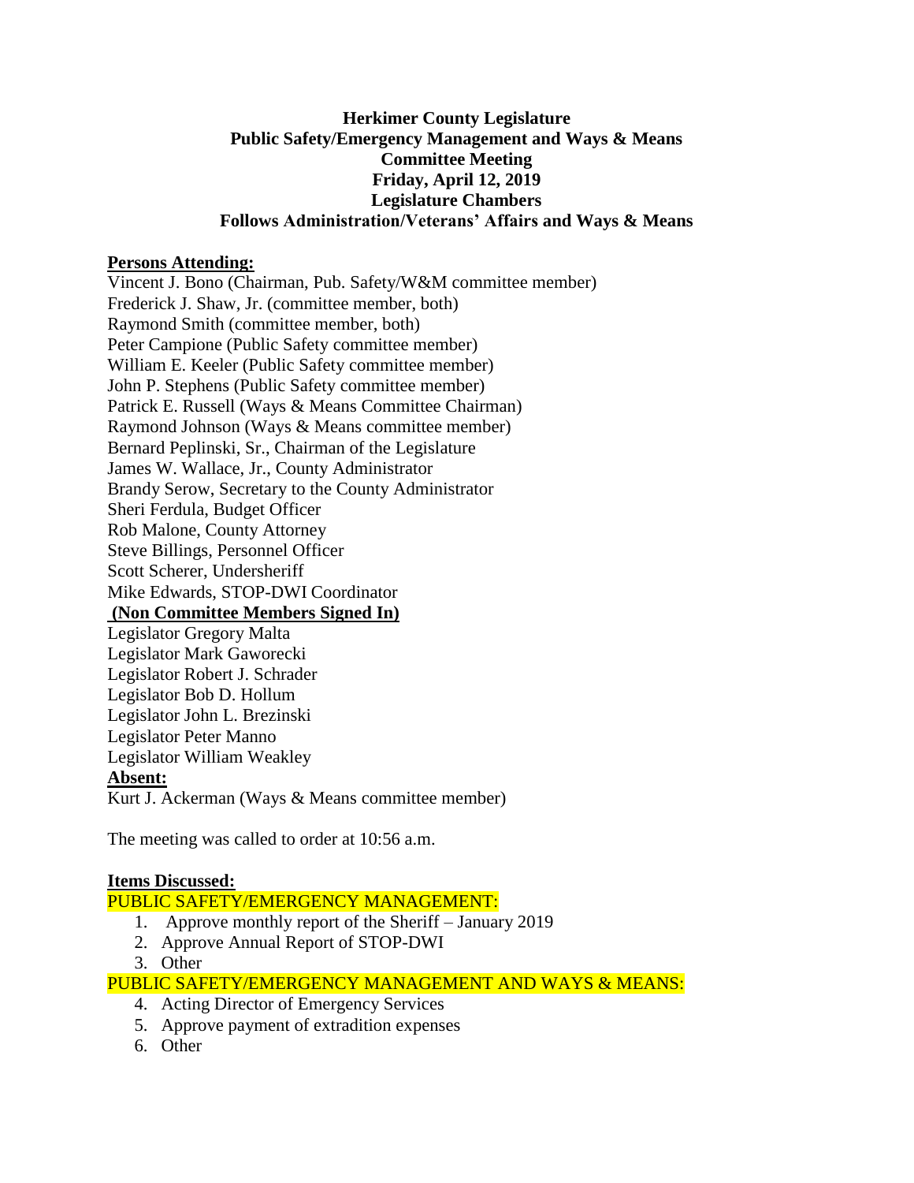# Herkimer County Legislature
## Public Safety/Emergency Management and Ways & Means
## Committee Meeting
## Friday, April 12, 2019
## Legislature Chambers
## Follows Administration/Veterans' Affairs and Ways & Means

**Persons Attending:**

Vincent J. Bono (Chairman, Pub. Safety/W&M committee member)
Frederick J. Shaw, Jr. (committee member, both)
Raymond Smith (committee member, both)
Peter Campione (Public Safety committee member)
William E. Keeler (Public Safety committee member)
John P. Stephens (Public Safety committee member)
Patrick E. Russell (Ways & Means Committee Chairman)
Raymond Johnson (Ways & Means committee member)
Bernard Peplinski, Sr., Chairman of the Legislature
James W. Wallace, Jr., County Administrator
Brandy Serow, Secretary to the County Administrator
Sheri Ferdula, Budget Officer
Rob Malone, County Attorney
Steve Billings, Personnel Officer
Scott Scherer, Undersheriff
Mike Edwards, STOP-DWI Coordinator

**(Non Committee Members Signed In)**

Legislator Gregory Malta
Legislator Mark Gaworecki
Legislator Robert J. Schrader
Legislator Bob D. Hollum
Legislator John L. Brezinski
Legislator Peter Manno
Legislator William Weakley

**Absent:**

Kurt J. Ackerman (Ways & Means committee member)

The meeting was called to order at 10:56 a.m.

**Items Discussed:**

PUBLIC SAFETY/EMERGENCY MANAGEMENT:

1. Approve monthly report of the Sheriff – January 2019
2. Approve Annual Report of STOP-DWI
3. Other

PUBLIC SAFETY/EMERGENCY MANAGEMENT AND WAYS & MEANS:

4. Acting Director of Emergency Services
5. Approve payment of extradition expenses
6. Other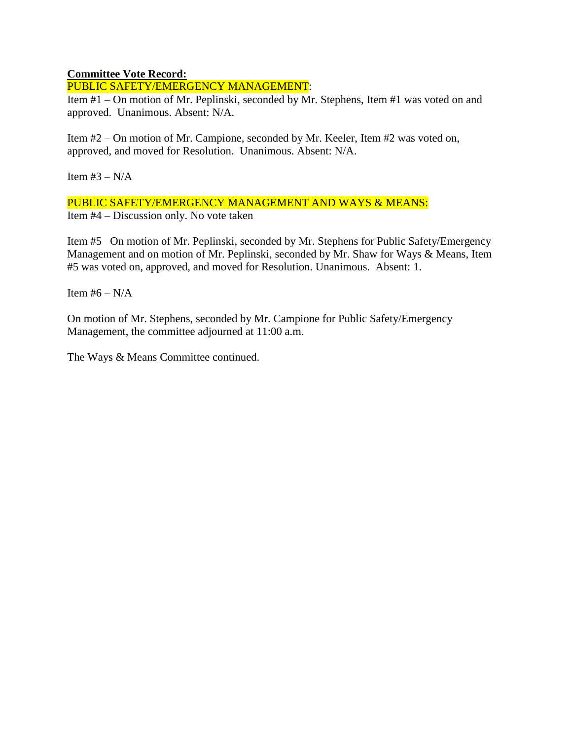**Committee Vote Record:**

PUBLIC SAFETY/EMERGENCY MANAGEMENT:

Item #1 – On motion of Mr. Peplinski, seconded by Mr. Stephens, Item #1 was voted on and approved. Unanimous. Absent: N/A.

Item #2 – On motion of Mr. Campione, seconded by Mr. Keeler, Item #2 was voted on, approved, and moved for Resolution. Unanimous. Absent: N/A.

Item #3 – N/A

PUBLIC SAFETY/EMERGENCY MANAGEMENT AND WAYS & MEANS:

Item #4 – Discussion only. No vote taken

Item #5– On motion of Mr. Peplinski, seconded by Mr. Stephens for Public Safety/Emergency Management and on motion of Mr. Peplinski, seconded by Mr. Shaw for Ways & Means, Item #5 was voted on, approved, and moved for Resolution. Unanimous. Absent: 1.

Item #6 – N/A

On motion of Mr. Stephens, seconded by Mr. Campione for Public Safety/Emergency Management, the committee adjourned at 11:00 a.m.

The Ways & Means Committee continued.